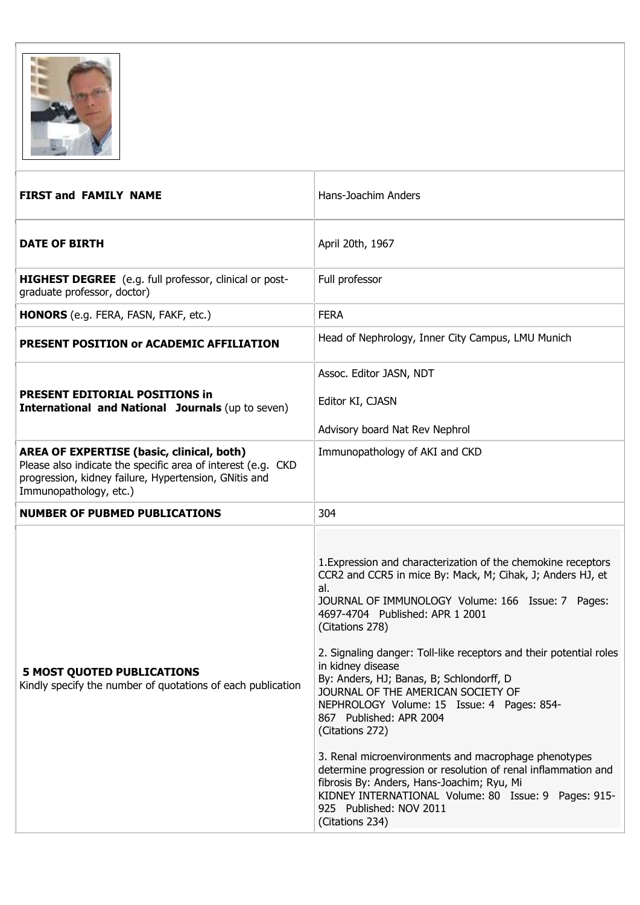| FIELD | INFORMATION |
| --- | --- |
| **FIRST and FAMILY NAME** | Hans-Joachim Anders |
| **DATE OF BIRTH** | April 20th, 1967 |
| **HIGHEST DEGREE** (e.g. full professor, clinical or post-graduate professor, doctor) | Full professor |
| **HONORS** (e.g. FERA, FASN, FAKF, etc.) | FERA |
| **PRESENT POSITION or ACADEMIC AFFILIATION** | Head of Nephrology, Inner City Campus, LMU Munich |
| **PRESENT EDITORIAL POSITIONS in International and National Journals** (up to seven) | Assoc. Editor JASN, NDT<br><br>Editor KI, CJASN<br><br>Advisory board Nat Rev Nephrol |
| **AREA OF EXPERTISE (basic, clinical, both)**<br>Please also indicate the specific area of interest (e.g. CKD progression, kidney failure, Hypertension, GNitis and Immunopathology, etc.) | Immunopathology of AKI and CKD |
| **NUMBER OF PUBMED PUBLICATIONS** | 304 |
| **5 MOST QUOTED PUBLICATIONS**<br>Kindly specify the number of quotations of each publication | 1.Expression and characterization of the chemokine receptors CCR2 and CCR5 in mice By: Mack, M; Cihak, J; Anders HJ, et al.<br>JOURNAL OF IMMUNOLOGY Volume: 166 Issue: 7 Pages: 4697-4704 Published: APR 1 2001<br>(Citations 278)<br><br>2. Signaling danger: Toll-like receptors and their potential roles in kidney disease<br>By: Anders, HJ; Banas, B; Schlondorff, D<br>JOURNAL OF THE AMERICAN SOCIETY OF NEPHROLOGY Volume: 15 Issue: 4 Pages: 854-867 Published: APR 2004<br>(Citations 272)<br><br>3. Renal microenvironments and macrophage phenotypes determine progression or resolution of renal inflammation and fibrosis By: Anders, Hans-Joachim; Ryu, Mi<br>KIDNEY INTERNATIONAL Volume: 80 Issue: 9 Pages: 915-925 Published: NOV 2011<br>(Citations 234) |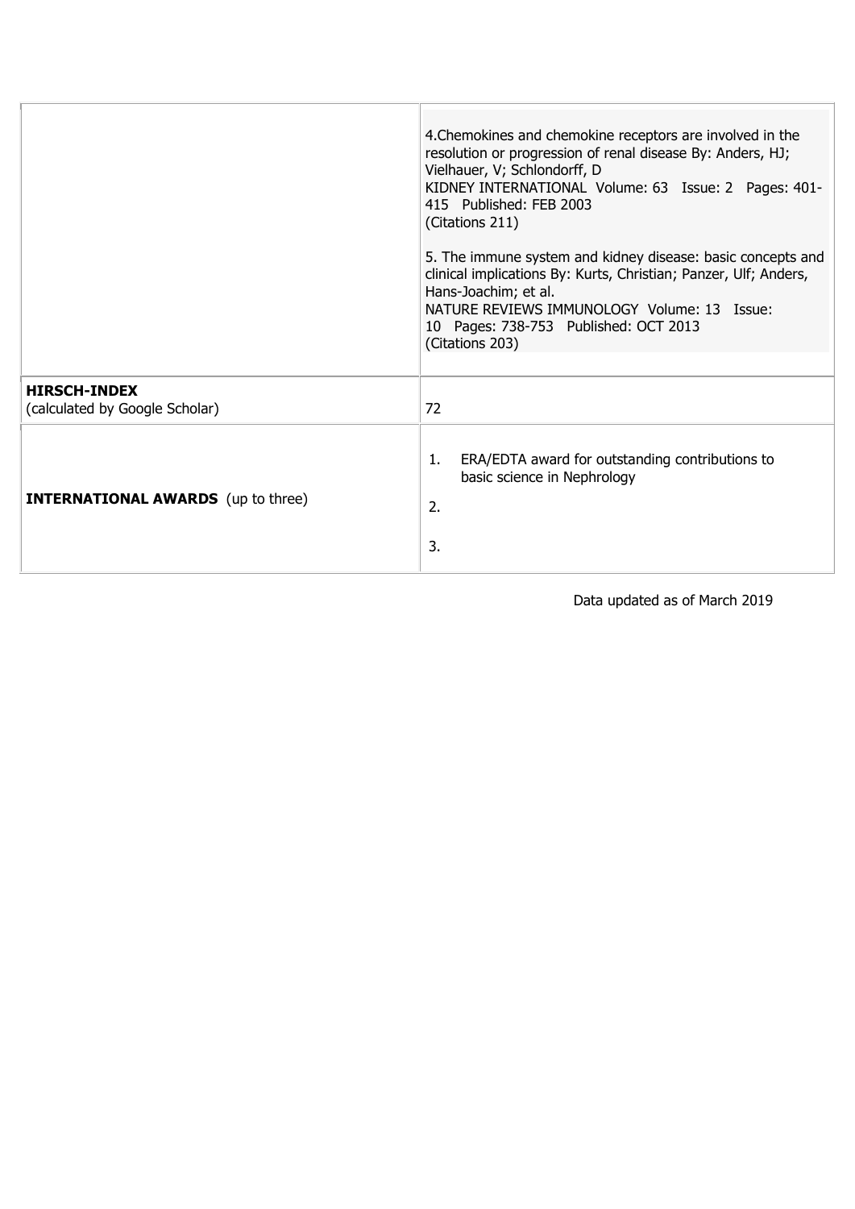| | |
|---|---|
| | 4.Chemokines and chemokine receptors are involved in the resolution or progression of renal disease By: Anders, HJ; Vielhauer, V; Schlondorff, D<br>KIDNEY INTERNATIONAL Volume: 63 Issue: 2 Pages: 401-415 Published: FEB 2003<br>(Citations 211)<br><br>5. The immune system and kidney disease: basic concepts and clinical implications By: Kurts, Christian; Panzer, Ulf; Anders, Hans-Joachim; et al.<br>NATURE REVIEWS IMMUNOLOGY Volume: 13 Issue: 10 Pages: 738-753 Published: OCT 2013<br>(Citations 203) |
| **HIRSCH-INDEX** (calculated by Google Scholar) | 72 |
| **INTERNATIONAL AWARDS** (up to three) | 1. ERA/EDTA award for outstanding contributions to basic science in Nephrology<br>2.<br>3. |

Data updated as of March 2019